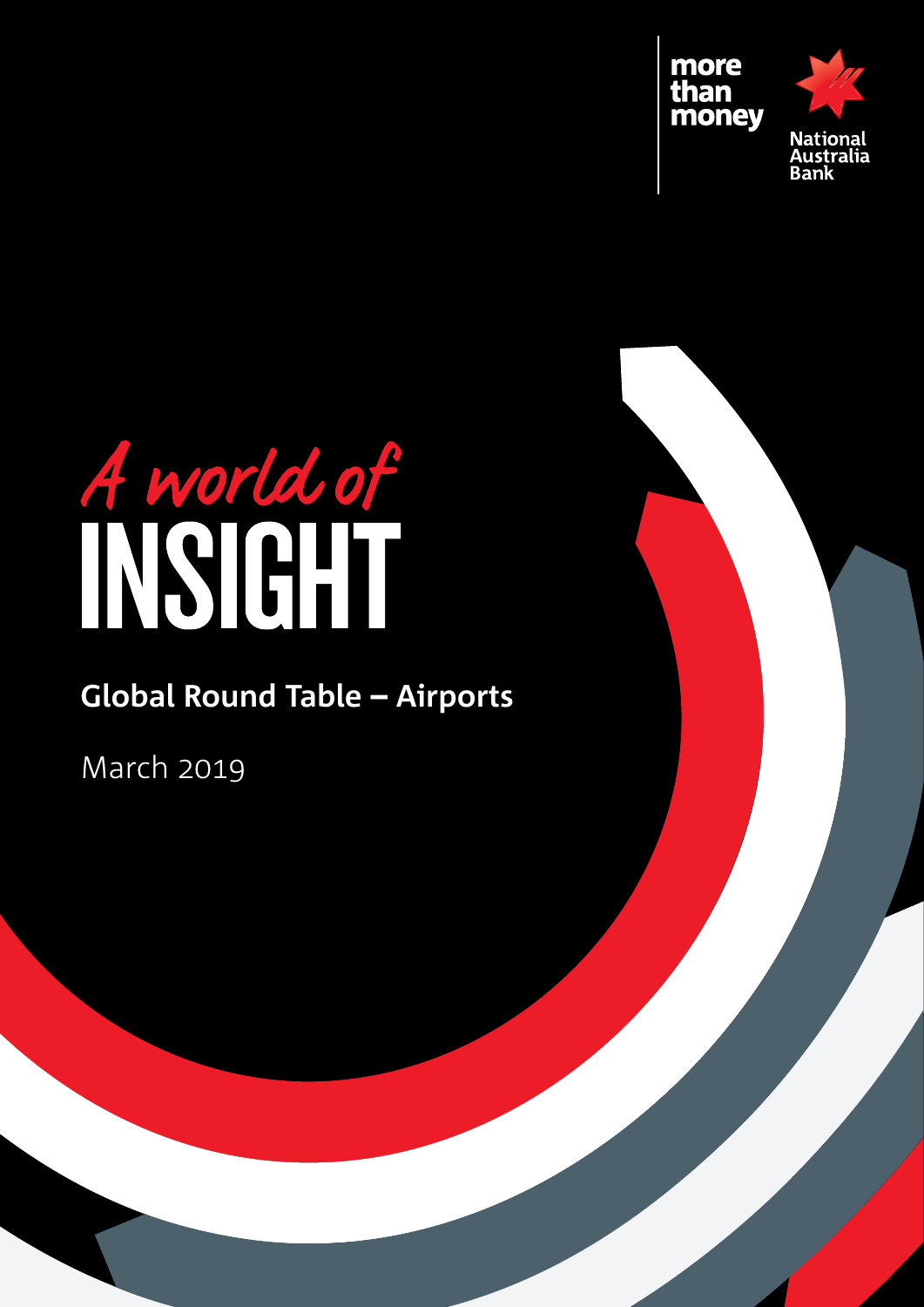more than money

National Australia Bank

# A world of INSIGHT

## Global Round Table – Airports

March 2019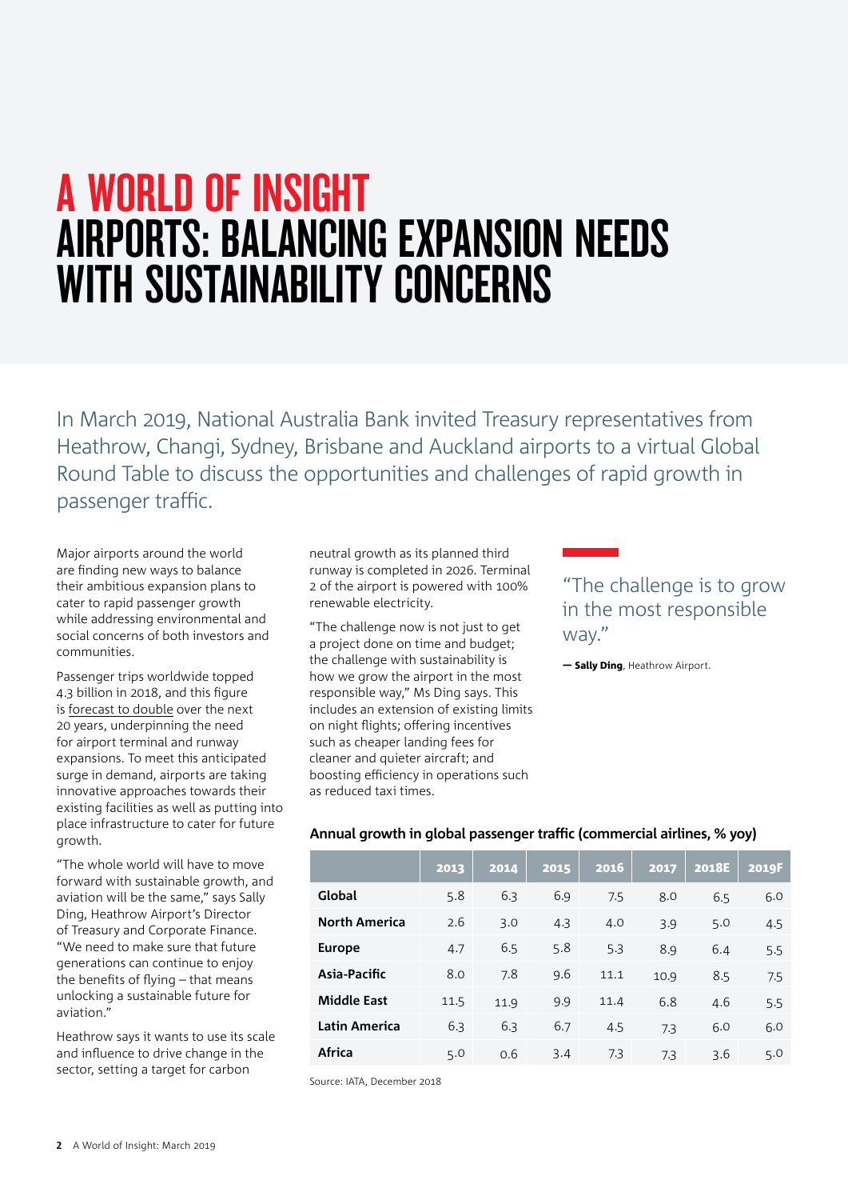# A WORLD OF INSIGHT

## AIRPORTS: BALANCING EXPANSION NEEDS WITH SUSTAINABILITY CONCERNS

In March 2019, National Australia Bank invited Treasury representatives from Heathrow, Changi, Sydney, Brisbane and Auckland airports to a virtual Global Round Table to discuss the opportunities and challenges of rapid growth in passenger traffic.

Major airports around the world are finding new ways to balance their ambitious expansion plans to cater to rapid passenger growth while addressing environmental and social concerns of both investors and communities.

Passenger trips worldwide topped 4.3 billion in 2018, and this figure is forecast to double over the next 20 years, underpinning the need for airport terminal and runway expansions. To meet this anticipated surge in demand, airports are taking innovative approaches towards their existing facilities as well as putting into place infrastructure to cater for future growth.

"The whole world will have to move forward with sustainable growth, and aviation will be the same," says Sally Ding, Heathrow Airport's Director of Treasury and Corporate Finance. "We need to make sure that future generations can continue to enjoy the benefits of flying – that means unlocking a sustainable future for aviation."

Heathrow says it wants to use its scale and influence to drive change in the sector, setting a target for carbon neutral growth as its planned third runway is completed in 2026. Terminal 2 of the airport is powered with 100% renewable electricity.

"The challenge now is not just to get a project done on time and budget; the challenge with sustainability is how we grow the airport in the most responsible way," Ms Ding says. This includes an extension of existing limits on night flights; offering incentives such as cheaper landing fees for cleaner and quieter aircraft; and boosting efficiency in operations such as reduced taxi times.

> "The challenge is to grow in the most responsible way."
>
> — **Sally Ding**, Heathrow Airport.

**Annual growth in global passenger traffic (commercial airlines, % yoy)**

| | 2013 | 2014 | 2015 | 2016 | 2017 | 2018E | 2019F |
|---|---|---|---|---|---|---|---|
| **Global** | 5.8 | 6.3 | 6.9 | 7.5 | 8.0 | 6.5 | 6.0 |
| **North America** | 2.6 | 3.0 | 4.3 | 4.0 | 3.9 | 5.0 | 4.5 |
| **Europe** | 4.7 | 6.5 | 5.8 | 5.3 | 8.9 | 6.4 | 5.5 |
| **Asia-Pacific** | 8.0 | 7.8 | 9.6 | 11.1 | 10.9 | 8.5 | 7.5 |
| **Middle East** | 11.5 | 11.9 | 9.9 | 11.4 | 6.8 | 4.6 | 5.5 |
| **Latin America** | 6.3 | 6.3 | 6.7 | 4.5 | 7.3 | 6.0 | 6.0 |
| **Africa** | 5.0 | 0.6 | 3.4 | 7.3 | 7.3 | 3.6 | 5.0 |

Source: IATA, December 2018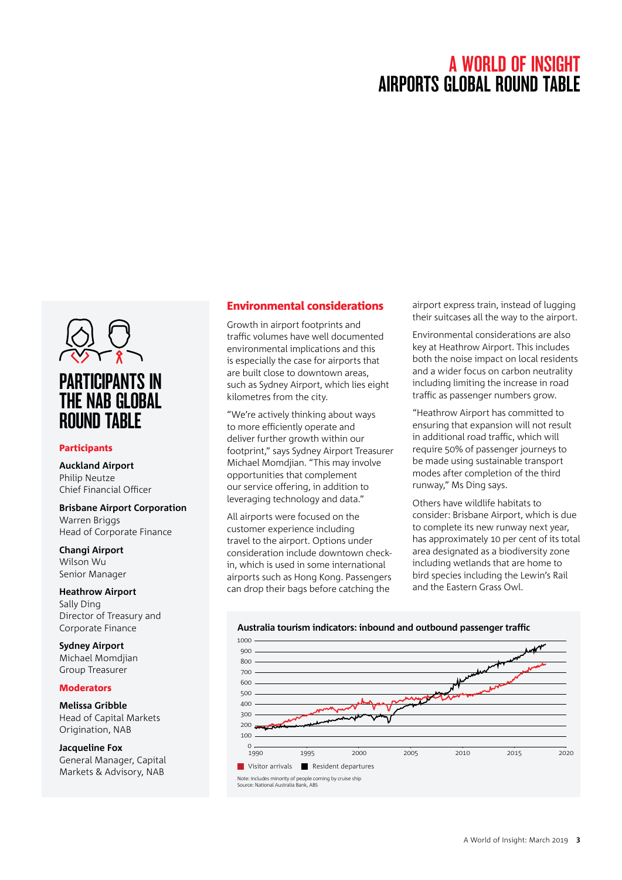## Participants in the NAB Global Round Table

### Participants

**Auckland Airport**
Philip Neutze
Chief Financial Officer

**Brisbane Airport Corporation**
Warren Briggs
Head of Corporate Finance

**Changi Airport**
Wilson Wu
Senior Manager

**Heathrow Airport**
Sally Ding
Director of Treasury and Corporate Finance

**Sydney Airport**
Michael Momdjian
Group Treasurer

### Moderators

**Melissa Gribble**
Head of Capital Markets Origination, NAB

**Jacqueline Fox**
General Manager, Capital Markets & Advisory, NAB

## Environmental considerations

Growth in airport footprints and traffic volumes have well documented environmental implications and this is especially the case for airports that are built close to downtown areas, such as Sydney Airport, which lies eight kilometres from the city.

"We're actively thinking about ways to more efficiently operate and deliver further growth within our footprint," says Sydney Airport Treasurer Michael Momdjian. "This may involve opportunities that complement our service offering, in addition to leveraging technology and data."

All airports were focused on the customer experience including travel to the airport. Options under consideration include downtown check-in, which is used in some international airports such as Hong Kong. Passengers can drop their bags before catching the airport express train, instead of lugging their suitcases all the way to the airport.

Environmental considerations are also key at Heathrow Airport. This includes both the noise impact on local residents and a wider focus on carbon neutrality including limiting the increase in road traffic as passenger numbers grow.

"Heathrow Airport has committed to ensuring that expansion will not result in additional road traffic, which will require 50% of passenger journeys to be made using sustainable transport modes after completion of the third runway," Ms Ding says.

Others have wildlife habitats to consider: Brisbane Airport, which is due to complete its new runway next year, has approximately 10 per cent of its total area designated as a biodiversity zone including wetlands that are home to bird species including the Lewin's Rail and the Eastern Grass Owl.

**Australia tourism indicators: inbound and outbound passenger traffic**

Legend: Visitor arrivals; Resident departures

Note: includes minority of people coming by cruise ship
Source: National Australia Bank, ABS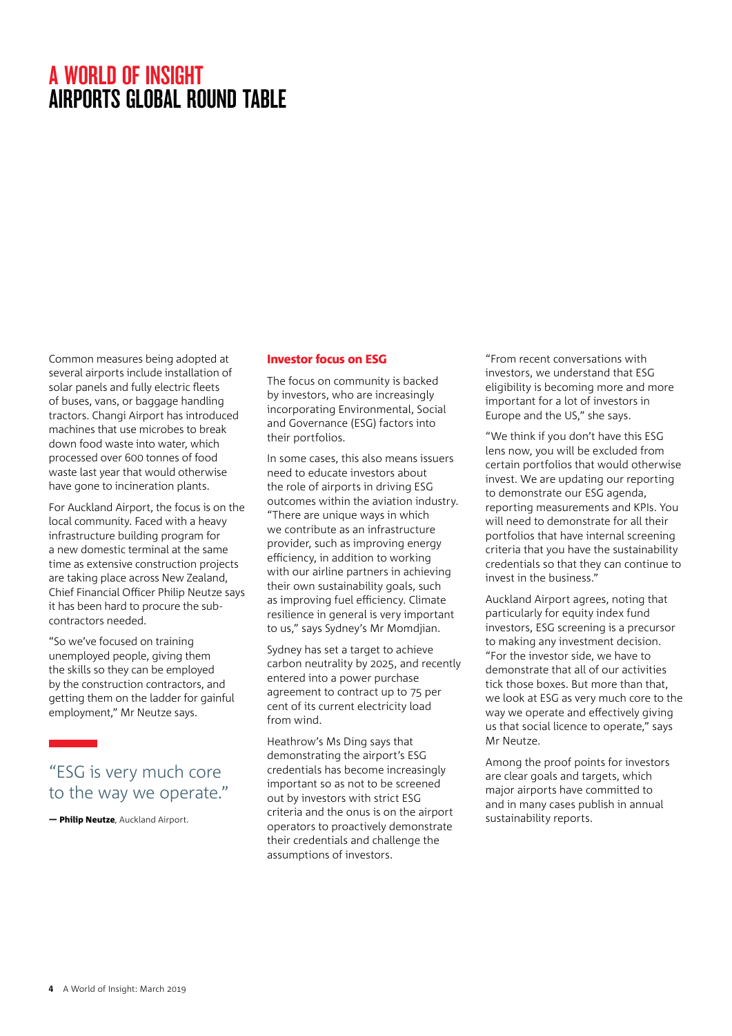# A WORLD OF INSIGHT
## AIRPORTS GLOBAL ROUND TABLE

Common measures being adopted at several airports include installation of solar panels and fully electric fleets of buses, vans, or baggage handling tractors. Changi Airport has introduced machines that use microbes to break down food waste into water, which processed over 600 tonnes of food waste last year that would otherwise have gone to incineration plants.

For Auckland Airport, the focus is on the local community. Faced with a heavy infrastructure building program for a new domestic terminal at the same time as extensive construction projects are taking place across New Zealand, Chief Financial Officer Philip Neutze says it has been hard to procure the sub-contractors needed.

"So we've focused on training unemployed people, giving them the skills so they can be employed by the construction contractors, and getting them on the ladder for gainful employment," Mr Neutze says.

> "ESG is very much core to the way we operate."
>
> — **Philip Neutze**, Auckland Airport.

### Investor focus on ESG

The focus on community is backed by investors, who are increasingly incorporating Environmental, Social and Governance (ESG) factors into their portfolios.

In some cases, this also means issuers need to educate investors about the role of airports in driving ESG outcomes within the aviation industry. "There are unique ways in which we contribute as an infrastructure provider, such as improving energy efficiency, in addition to working with our airline partners in achieving their own sustainability goals, such as improving fuel efficiency. Climate resilience in general is very important to us," says Sydney's Mr Momdjian.

Sydney has set a target to achieve carbon neutrality by 2025, and recently entered into a power purchase agreement to contract up to 75 per cent of its current electricity load from wind.

Heathrow's Ms Ding says that demonstrating the airport's ESG credentials has become increasingly important so as not to be screened out by investors with strict ESG criteria and the onus is on the airport operators to proactively demonstrate their credentials and challenge the assumptions of investors.

"From recent conversations with investors, we understand that ESG eligibility is becoming more and more important for a lot of investors in Europe and the US," she says.

"We think if you don't have this ESG lens now, you will be excluded from certain portfolios that would otherwise invest. We are updating our reporting to demonstrate our ESG agenda, reporting measurements and KPIs. You will need to demonstrate for all their portfolios that have internal screening criteria that you have the sustainability credentials so that they can continue to invest in the business."

Auckland Airport agrees, noting that particularly for equity index fund investors, ESG screening is a precursor to making any investment decision. "For the investor side, we have to demonstrate that all of our activities tick those boxes. But more than that, we look at ESG as very much core to the way we operate and effectively giving us that social licence to operate," says Mr Neutze.

Among the proof points for investors are clear goals and targets, which major airports have committed to and in many cases publish in annual sustainability reports.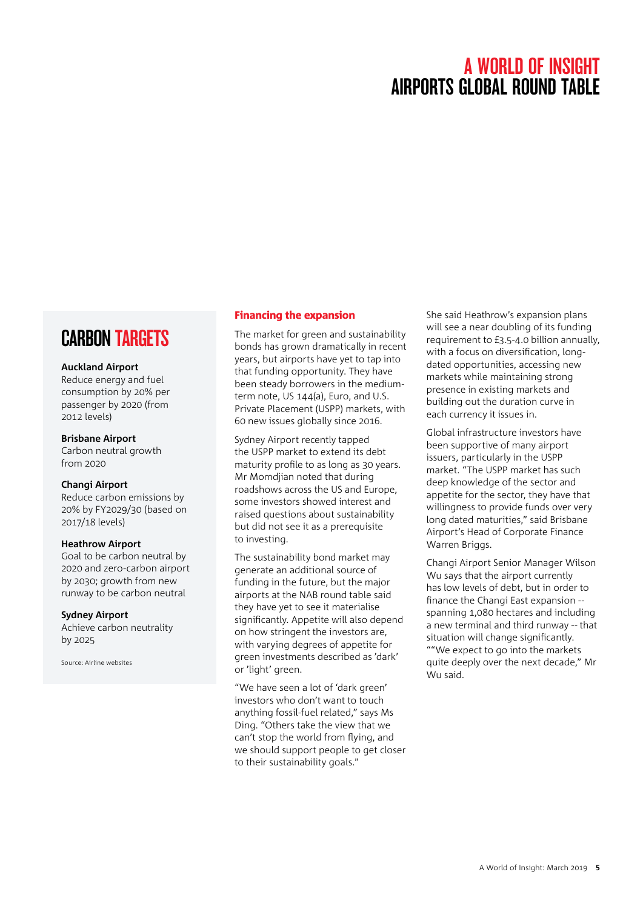## CARBON TARGETS

**Auckland Airport**
Reduce energy and fuel consumption by 20% per passenger by 2020 (from 2012 levels)

**Brisbane Airport**
Carbon neutral growth from 2020

**Changi Airport**
Reduce carbon emissions by 20% by FY2029/30 (based on 2017/18 levels)

**Heathrow Airport**
Goal to be carbon neutral by 2020 and zero-carbon airport by 2030; growth from new runway to be carbon neutral

**Sydney Airport**
Achieve carbon neutrality by 2025

Source: Airline websites

### Financing the expansion

The market for green and sustainability bonds has grown dramatically in recent years, but airports have yet to tap into that funding opportunity. They have been steady borrowers in the medium-term note, US 144(a), Euro, and U.S. Private Placement (USPP) markets, with 60 new issues globally since 2016.

Sydney Airport recently tapped the USPP market to extend its debt maturity profile to as long as 30 years. Mr Momdjian noted that during roadshows across the US and Europe, some investors showed interest and raised questions about sustainability but did not see it as a prerequisite to investing.

The sustainability bond market may generate an additional source of funding in the future, but the major airports at the NAB round table said they have yet to see it materialise significantly. Appetite will also depend on how stringent the investors are, with varying degrees of appetite for green investments described as 'dark' or 'light' green.

"We have seen a lot of 'dark green' investors who don't want to touch anything fossil-fuel related," says Ms Ding. "Others take the view that we can't stop the world from flying, and we should support people to get closer to their sustainability goals."

She said Heathrow's expansion plans will see a near doubling of its funding requirement to £3.5-4.0 billion annually, with a focus on diversification, long-dated opportunities, accessing new markets while maintaining strong presence in existing markets and building out the duration curve in each currency it issues in.

Global infrastructure investors have been supportive of many airport issuers, particularly in the USPP market. "The USPP market has such deep knowledge of the sector and appetite for the sector, they have that willingness to provide funds over very long dated maturities," said Brisbane Airport's Head of Corporate Finance Warren Briggs.

Changi Airport Senior Manager Wilson Wu says that the airport currently has low levels of debt, but in order to finance the Changi East expansion -- spanning 1,080 hectares and including a new terminal and third runway -- that situation will change significantly. ""We expect to go into the markets quite deeply over the next decade," Mr Wu said.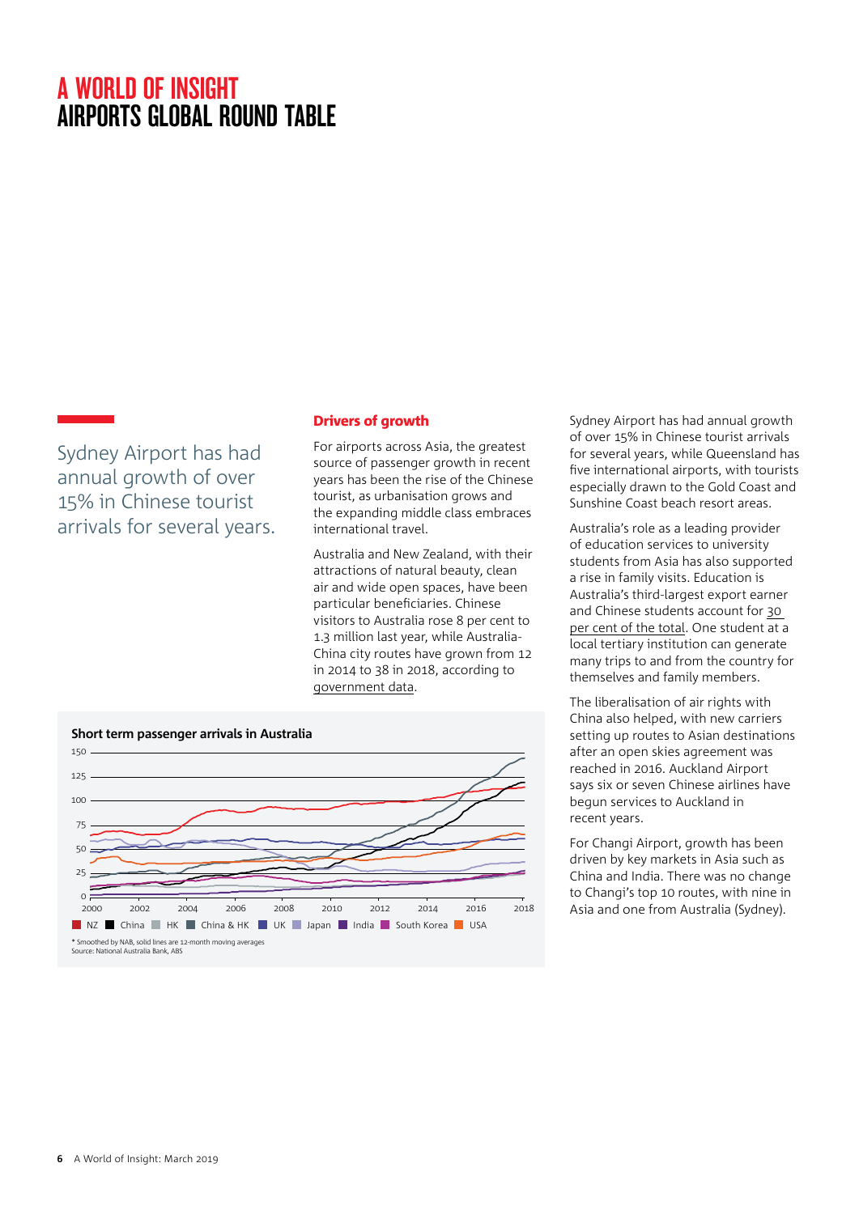# A WORLD OF INSIGHT
# AIRPORTS GLOBAL ROUND TABLE

> Sydney Airport has had annual growth of over 15% in Chinese tourist arrivals for several years.

## Drivers of growth

For airports across Asia, the greatest source of passenger growth in recent years has been the rise of the Chinese tourist, as urbanisation grows and the expanding middle class embraces international travel.

Australia and New Zealand, with their attractions of natural beauty, clean air and wide open spaces, have been particular beneficiaries. Chinese visitors to Australia rose 8 per cent to 1.3 million last year, while Australia-China city routes have grown from 12 in 2014 to 38 in 2018, according to government data.

**Short term passenger arrivals in Australia**

Legend: NZ, China, HK, China & HK, UK, Japan, India, South Korea, USA

\* Smoothed by NAB, solid lines are 12-month moving averages
Source: National Australia Bank, ABS

Sydney Airport has had annual growth of over 15% in Chinese tourist arrivals for several years, while Queensland has five international airports, with tourists especially drawn to the Gold Coast and Sunshine Coast beach resort areas.

Australia's role as a leading provider of education services to university students from Asia has also supported a rise in family visits. Education is Australia's third-largest export earner and Chinese students account for 30 per cent of the total. One student at a local tertiary institution can generate many trips to and from the country for themselves and family members.

The liberalisation of air rights with China also helped, with new carriers setting up routes to Asian destinations after an open skies agreement was reached in 2016. Auckland Airport says six or seven Chinese airlines have begun services to Auckland in recent years.

For Changi Airport, growth has been driven by key markets in Asia such as China and India. There was no change to Changi's top 10 routes, with nine in Asia and one from Australia (Sydney).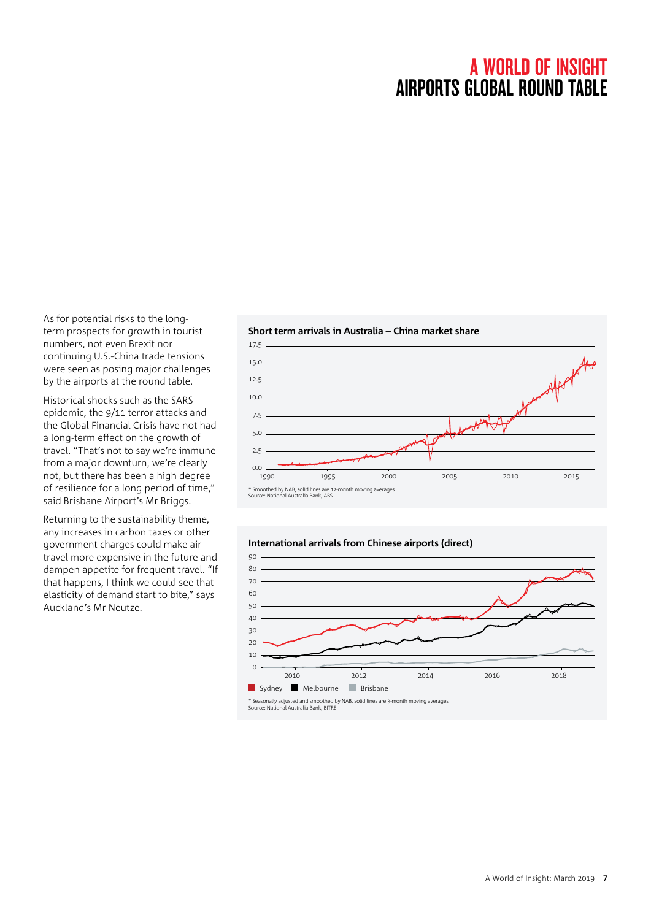As for potential risks to the long-term prospects for growth in tourist numbers, not even Brexit nor continuing U.S.-China trade tensions were seen as posing major challenges by the airports at the round table.

Historical shocks such as the SARS epidemic, the 9/11 terror attacks and the Global Financial Crisis have not had a long-term effect on the growth of travel. "That's not to say we're immune from a major downturn, we're clearly not, but there has been a high degree of resilience for a long period of time," said Brisbane Airport's Mr Briggs.

Returning to the sustainability theme, any increases in carbon taxes or other government charges could make air travel more expensive in the future and dampen appetite for frequent travel. "If that happens, I think we could see that elasticity of demand start to bite," says Auckland's Mr Neutze.

**Short term arrivals in Australia – China market share**

\* Smoothed by NAB, solid lines are 12-month moving averages
Source: National Australia Bank, ABS

**International arrivals from Chinese airports (direct)**

Sydney | Melbourne | Brisbane

\* Seasonally adjusted and smoothed by NAB, solid lines are 3-month moving averages
Source: National Australia Bank, BITRE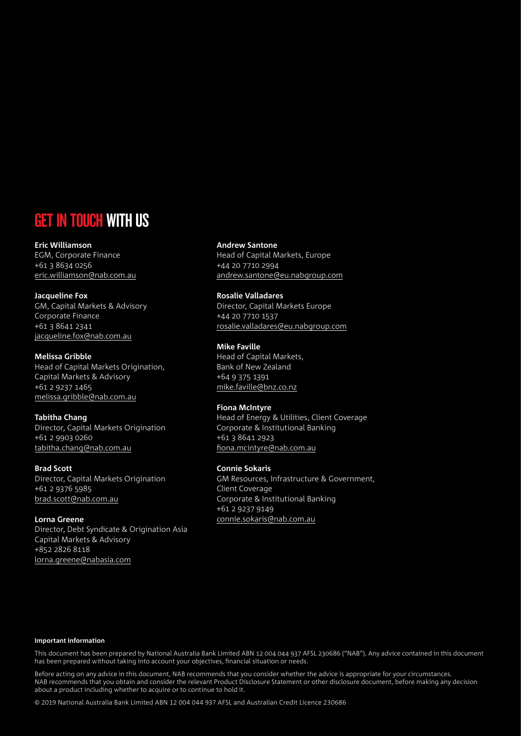## GET IN TOUCH WITH US

**Eric Williamson**
EGM, Corporate Finance
+61 3 8634 0256
eric.williamson@nab.com.au

**Jacqueline Fox**
GM, Capital Markets & Advisory
Corporate Finance
+61 3 8641 2341
jacqueline.fox@nab.com.au

**Melissa Gribble**
Head of Capital Markets Origination,
Capital Markets & Advisory
+61 2 9237 1465
melissa.gribble@nab.com.au

**Tabitha Chang**
Director, Capital Markets Origination
+61 2 9903 0260
tabitha.chang@nab.com.au

**Brad Scott**
Director, Capital Markets Origination
+61 2 9376 5985
brad.scott@nab.com.au

**Lorna Greene**
Director, Debt Syndicate & Origination Asia
Capital Markets & Advisory
+852 2826 8118
lorna.greene@nabasia.com

**Andrew Santone**
Head of Capital Markets, Europe
+44 20 7710 2994
andrew.santone@eu.nabgroup.com

**Rosalie Valladares**
Director, Capital Markets Europe
+44 20 7710 1537
rosalie.valladares@eu.nabgroup.com

**Mike Faville**
Head of Capital Markets,
Bank of New Zealand
+64 9 375 1391
mike.faville@bnz.co.nz

**Fiona McIntyre**
Head of Energy & Utilities, Client Coverage
Corporate & Institutional Banking
+61 3 8641 2923
fiona.mcintyre@nab.com.au

**Connie Sokaris**
GM Resources, Infrastructure & Government,
Client Coverage
Corporate & Institutional Banking
+61 2 9237 9149
connie.sokaris@nab.com.au

**Important information**

This document has been prepared by National Australia Bank Limited ABN 12 004 044 937 AFSL 230686 ("NAB"). Any advice contained in this document has been prepared without taking into account your objectives, financial situation or needs.

Before acting on any advice in this document, NAB recommends that you consider whether the advice is appropriate for your circumstances. NAB recommends that you obtain and consider the relevant Product Disclosure Statement or other disclosure document, before making any decision about a product including whether to acquire or to continue to hold it.

© 2019 National Australia Bank Limited ABN 12 004 044 937 AFSL and Australian Credit Licence 230686